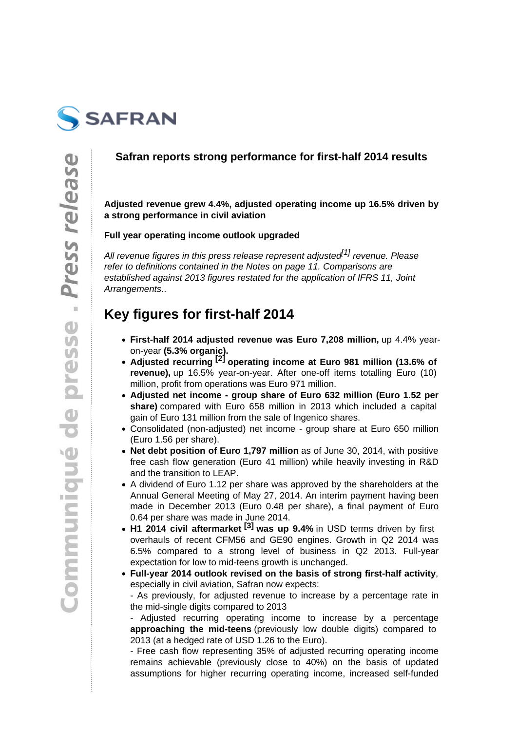SAFRAN

Communiqué de presse . Press release

## Safran reports strong performance for first-half 2014 results

**Adjusted revenue grew 4.4%, adjusted operating income up 16.5% driven by a strong performance in civil aviation**

**Full year operating income outlook upgraded**

*All revenue figures in this press release represent adjusted[1] revenue. Please refer to definitions contained in the Notes on page 11. Comparisons are established against 2013 figures restated for the application of IFRS 11, Joint Arrangements..*

# Key figures for first-half 2014

- **First-half 2014 adjusted revenue was Euro 7,208 million,** up 4.4% year-on-year **(5.3% organic).**
- **Adjusted recurring [2] operating income at Euro 981 million (13.6% of revenue),** up 16.5% year-on-year. After one-off items totalling Euro (10) million, profit from operations was Euro 971 million.
- **Adjusted net income - group share of Euro 632 million (Euro 1.52 per share)** compared with Euro 658 million in 2013 which included a capital gain of Euro 131 million from the sale of Ingenico shares.
- Consolidated (non-adjusted) net income - group share at Euro 650 million (Euro 1.56 per share).
- **Net debt position of Euro 1,797 million** as of June 30, 2014, with positive free cash flow generation (Euro 41 million) while heavily investing in R&D and the transition to LEAP.
- A dividend of Euro 1.12 per share was approved by the shareholders at the Annual General Meeting of May 27, 2014. An interim payment having been made in December 2013 (Euro 0.48 per share), a final payment of Euro 0.64 per share was made in June 2014.
- **H1 2014 civil aftermarket [3] was up 9.4%** in USD terms driven by first overhauls of recent CFM56 and GE90 engines. Growth in Q2 2014 was 6.5% compared to a strong level of business in Q2 2013. Full-year expectation for low to mid-teens growth is unchanged.
- **Full-year 2014 outlook revised on the basis of strong first-half activity**, especially in civil aviation, Safran now expects:
  - As previously, for adjusted revenue to increase by a percentage rate in the mid-single digits compared to 2013
  - Adjusted recurring operating income to increase by a percentage **approaching the mid-teens** (previously low double digits) compared to 2013 (at a hedged rate of USD 1.26 to the Euro).
  - Free cash flow representing 35% of adjusted recurring operating income remains achievable (previously close to 40%) on the basis of updated assumptions for higher recurring operating income, increased self-funded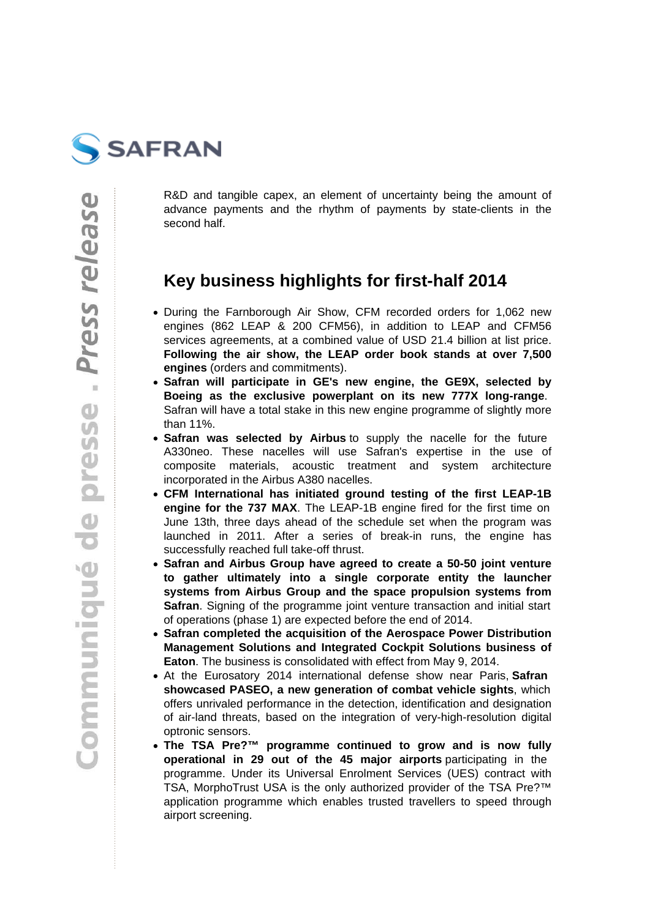R&D and tangible capex, an element of uncertainty being the amount of advance payments and the rhythm of payments by state-clients in the second half.

## Key business highlights for first-half 2014

- During the Farnborough Air Show, CFM recorded orders for 1,062 new engines (862 LEAP & 200 CFM56), in addition to LEAP and CFM56 services agreements, at a combined value of USD 21.4 billion at list price. **Following the air show, the LEAP order book stands at over 7,500 engines** (orders and commitments).
- **Safran will participate in GE's new engine, the GE9X, selected by Boeing as the exclusive powerplant on its new 777X long-range**. Safran will have a total stake in this new engine programme of slightly more than 11%.
- **Safran was selected by Airbus** to supply the nacelle for the future A330neo. These nacelles will use Safran's expertise in the use of composite materials, acoustic treatment and system architecture incorporated in the Airbus A380 nacelles.
- **CFM International has initiated ground testing of the first LEAP-1B engine for the 737 MAX**. The LEAP-1B engine fired for the first time on June 13th, three days ahead of the schedule set when the program was launched in 2011. After a series of break-in runs, the engine has successfully reached full take-off thrust.
- **Safran and Airbus Group have agreed to create a 50-50 joint venture to gather ultimately into a single corporate entity the launcher systems from Airbus Group and the space propulsion systems from Safran**. Signing of the programme joint venture transaction and initial start of operations (phase 1) are expected before the end of 2014.
- **Safran completed the acquisition of the Aerospace Power Distribution Management Solutions and Integrated Cockpit Solutions business of Eaton**. The business is consolidated with effect from May 9, 2014.
- At the Eurosatory 2014 international defense show near Paris, **Safran showcased PASEO, a new generation of combat vehicle sights**, which offers unrivaled performance in the detection, identification and designation of air-land threats, based on the integration of very-high-resolution digital optronic sensors.
- **The TSA Pre?™ programme continued to grow and is now fully operational in 29 out of the 45 major airports** participating in the programme. Under its Universal Enrolment Services (UES) contract with TSA, MorphoTrust USA is the only authorized provider of the TSA Pre?™ application programme which enables trusted travellers to speed through airport screening.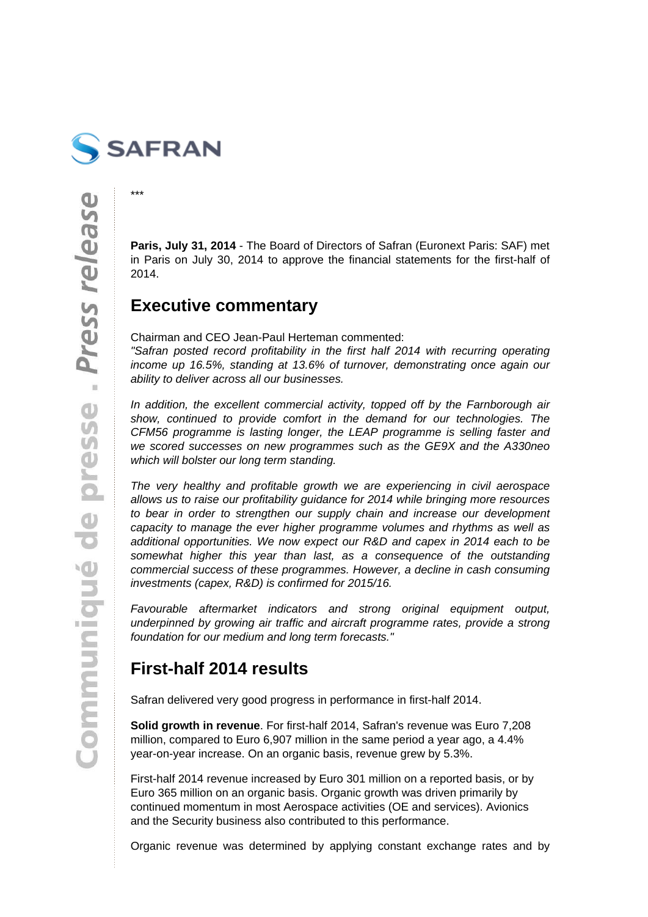\*\*\*

**Paris, July 31, 2014** - The Board of Directors of Safran (Euronext Paris: SAF) met in Paris on July 30, 2014 to approve the financial statements for the first-half of 2014.

## Executive commentary

Chairman and CEO Jean-Paul Herteman commented:
*"Safran posted record profitability in the first half 2014 with recurring operating income up 16.5%, standing at 13.6% of turnover, demonstrating once again our ability to deliver across all our businesses.*

*In addition, the excellent commercial activity, topped off by the Farnborough air show, continued to provide comfort in the demand for our technologies. The CFM56 programme is lasting longer, the LEAP programme is selling faster and we scored successes on new programmes such as the GE9X and the A330neo which will bolster our long term standing.*

*The very healthy and profitable growth we are experiencing in civil aerospace allows us to raise our profitability guidance for 2014 while bringing more resources to bear in order to strengthen our supply chain and increase our development capacity to manage the ever higher programme volumes and rhythms as well as additional opportunities. We now expect our R&D and capex in 2014 each to be somewhat higher this year than last, as a consequence of the outstanding commercial success of these programmes. However, a decline in cash consuming investments (capex, R&D) is confirmed for 2015/16.*

*Favourable aftermarket indicators and strong original equipment output, underpinned by growing air traffic and aircraft programme rates, provide a strong foundation for our medium and long term forecasts."*

## First-half 2014 results

Safran delivered very good progress in performance in first-half 2014.

**Solid growth in revenue**. For first-half 2014, Safran's revenue was Euro 7,208 million, compared to Euro 6,907 million in the same period a year ago, a 4.4% year-on-year increase. On an organic basis, revenue grew by 5.3%.

First-half 2014 revenue increased by Euro 301 million on a reported basis, or by Euro 365 million on an organic basis. Organic growth was driven primarily by continued momentum in most Aerospace activities (OE and services). Avionics and the Security business also contributed to this performance.

Organic revenue was determined by applying constant exchange rates and by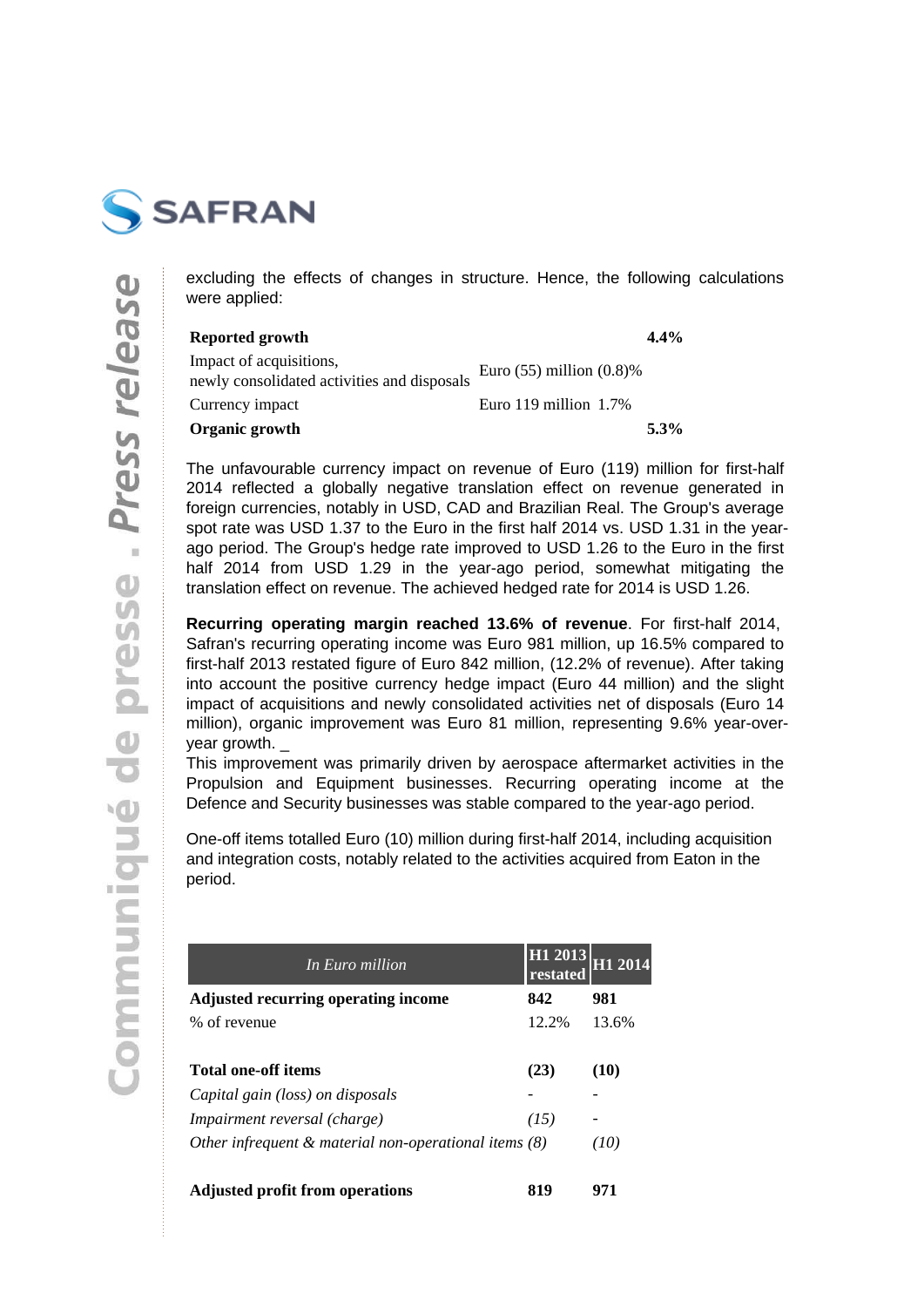excluding the effects of changes in structure. Hence, the following calculations were applied:

| | | |
|---|---|---|
| **Reported growth** | | **4.4%** |
| Impact of acquisitions, newly consolidated activities and disposals | Euro (55) million (0.8)% | |
| Currency impact | Euro 119 million 1.7% | |
| **Organic growth** | | **5.3%** |

The unfavourable currency impact on revenue of Euro (119) million for first-half 2014 reflected a globally negative translation effect on revenue generated in foreign currencies, notably in USD, CAD and Brazilian Real. The Group's average spot rate was USD 1.37 to the Euro in the first half 2014 vs. USD 1.31 in the year-ago period. The Group's hedge rate improved to USD 1.26 to the Euro in the first half 2014 from USD 1.29 in the year-ago period, somewhat mitigating the translation effect on revenue. The achieved hedged rate for 2014 is USD 1.26.

**Recurring operating margin reached 13.6% of revenue**. For first-half 2014, Safran's recurring operating income was Euro 981 million, up 16.5% compared to first-half 2013 restated figure of Euro 842 million, (12.2% of revenue). After taking into account the positive currency hedge impact (Euro 44 million) and the slight impact of acquisitions and newly consolidated activities net of disposals (Euro 14 million), organic improvement was Euro 81 million, representing 9.6% year-over-year growth. _
This improvement was primarily driven by aerospace aftermarket activities in the Propulsion and Equipment businesses. Recurring operating income at the Defence and Security businesses was stable compared to the year-ago period.

One-off items totalled Euro (10) million during first-half 2014, including acquisition and integration costs, notably related to the activities acquired from Eaton in the period.

| *In Euro million* | H1 2013 restated | H1 2014 |
|---|---|---|
| **Adjusted recurring operating income** | **842** | **981** |
| % of revenue | 12.2% | 13.6% |
| | | |
| **Total one-off items** | **(23)** | **(10)** |
| *Capital gain (loss) on disposals* | - | - |
| *Impairment reversal (charge)* | *(15)* | - |
| *Other infrequent & material non-operational items* | *(8)* | *(10)* |
| | | |
| **Adjusted profit from operations** | **819** | **971** |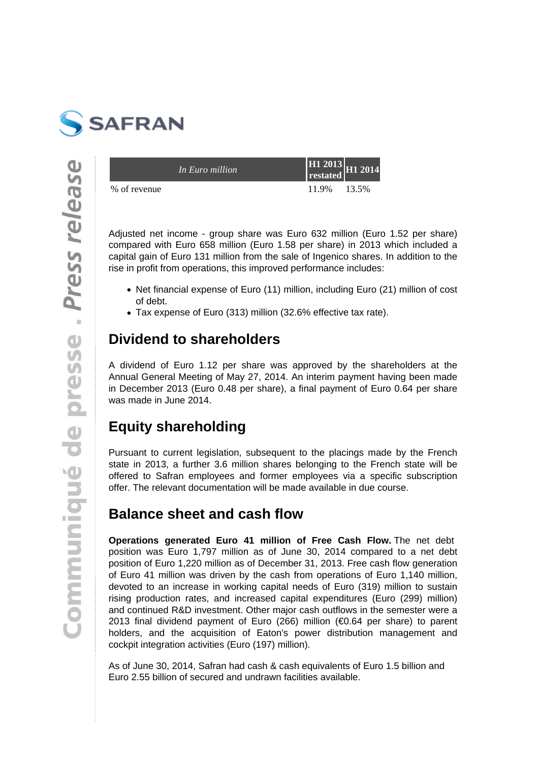| *In Euro million* | H1 2013 restated | H1 2014 |
|---|---|---|
| % of revenue | 11.9% | 13.5% |

Adjusted net income - group share was Euro 632 million (Euro 1.52 per share) compared with Euro 658 million (Euro 1.58 per share) in 2013 which included a capital gain of Euro 131 million from the sale of Ingenico shares. In addition to the rise in profit from operations, this improved performance includes:

- Net financial expense of Euro (11) million, including Euro (21) million of cost of debt.
- Tax expense of Euro (313) million (32.6% effective tax rate).

## Dividend to shareholders

A dividend of Euro 1.12 per share was approved by the shareholders at the Annual General Meeting of May 27, 2014. An interim payment having been made in December 2013 (Euro 0.48 per share), a final payment of Euro 0.64 per share was made in June 2014.

## Equity shareholding

Pursuant to current legislation, subsequent to the placings made by the French state in 2013, a further 3.6 million shares belonging to the French state will be offered to Safran employees and former employees via a specific subscription offer. The relevant documentation will be made available in due course.

## Balance sheet and cash flow

**Operations generated Euro 41 million of Free Cash Flow.** The net debt position was Euro 1,797 million as of June 30, 2014 compared to a net debt position of Euro 1,220 million as of December 31, 2013. Free cash flow generation of Euro 41 million was driven by the cash from operations of Euro 1,140 million, devoted to an increase in working capital needs of Euro (319) million to sustain rising production rates, and increased capital expenditures (Euro (299) million) and continued R&D investment. Other major cash outflows in the semester were a 2013 final dividend payment of Euro (266) million (€0.64 per share) to parent holders, and the acquisition of Eaton's power distribution management and cockpit integration activities (Euro (197) million).

As of June 30, 2014, Safran had cash & cash equivalents of Euro 1.5 billion and Euro 2.55 billion of secured and undrawn facilities available.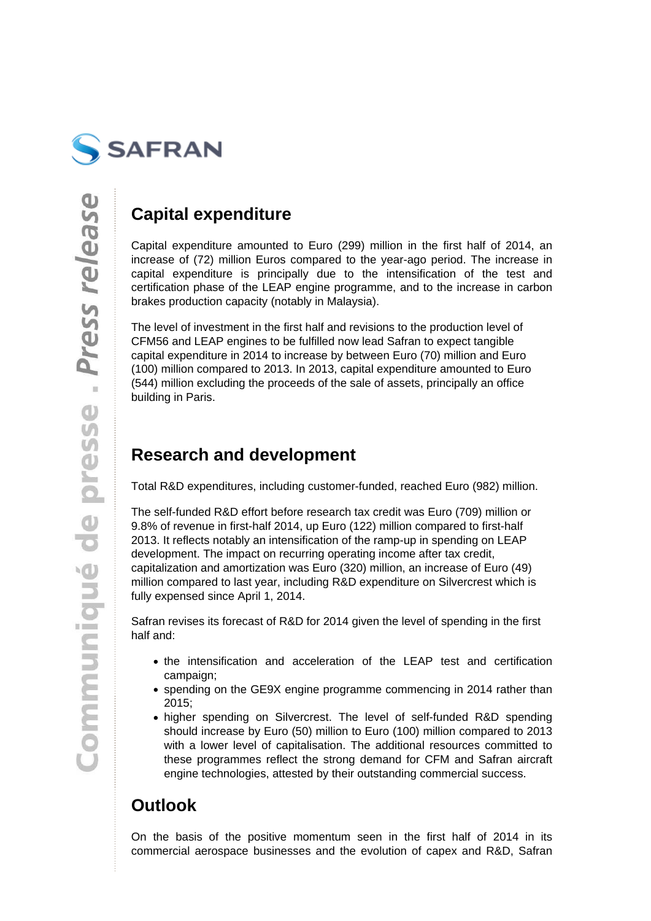## Capital expenditure

Capital expenditure amounted to Euro (299) million in the first half of 2014, an increase of (72) million Euros compared to the year-ago period. The increase in capital expenditure is principally due to the intensification of the test and certification phase of the LEAP engine programme, and to the increase in carbon brakes production capacity (notably in Malaysia).

The level of investment in the first half and revisions to the production level of CFM56 and LEAP engines to be fulfilled now lead Safran to expect tangible capital expenditure in 2014 to increase by between Euro (70) million and Euro (100) million compared to 2013. In 2013, capital expenditure amounted to Euro (544) million excluding the proceeds of the sale of assets, principally an office building in Paris.

## Research and development

Total R&D expenditures, including customer-funded, reached Euro (982) million.

The self-funded R&D effort before research tax credit was Euro (709) million or 9.8% of revenue in first-half 2014, up Euro (122) million compared to first-half 2013. It reflects notably an intensification of the ramp-up in spending on LEAP development. The impact on recurring operating income after tax credit, capitalization and amortization was Euro (320) million, an increase of Euro (49) million compared to last year, including R&D expenditure on Silvercrest which is fully expensed since April 1, 2014.

Safran revises its forecast of R&D for 2014 given the level of spending in the first half and:

- the intensification and acceleration of the LEAP test and certification campaign;
- spending on the GE9X engine programme commencing in 2014 rather than 2015;
- higher spending on Silvercrest. The level of self-funded R&D spending should increase by Euro (50) million to Euro (100) million compared to 2013 with a lower level of capitalisation. The additional resources committed to these programmes reflect the strong demand for CFM and Safran aircraft engine technologies, attested by their outstanding commercial success.

## Outlook

On the basis of the positive momentum seen in the first half of 2014 in its commercial aerospace businesses and the evolution of capex and R&D, Safran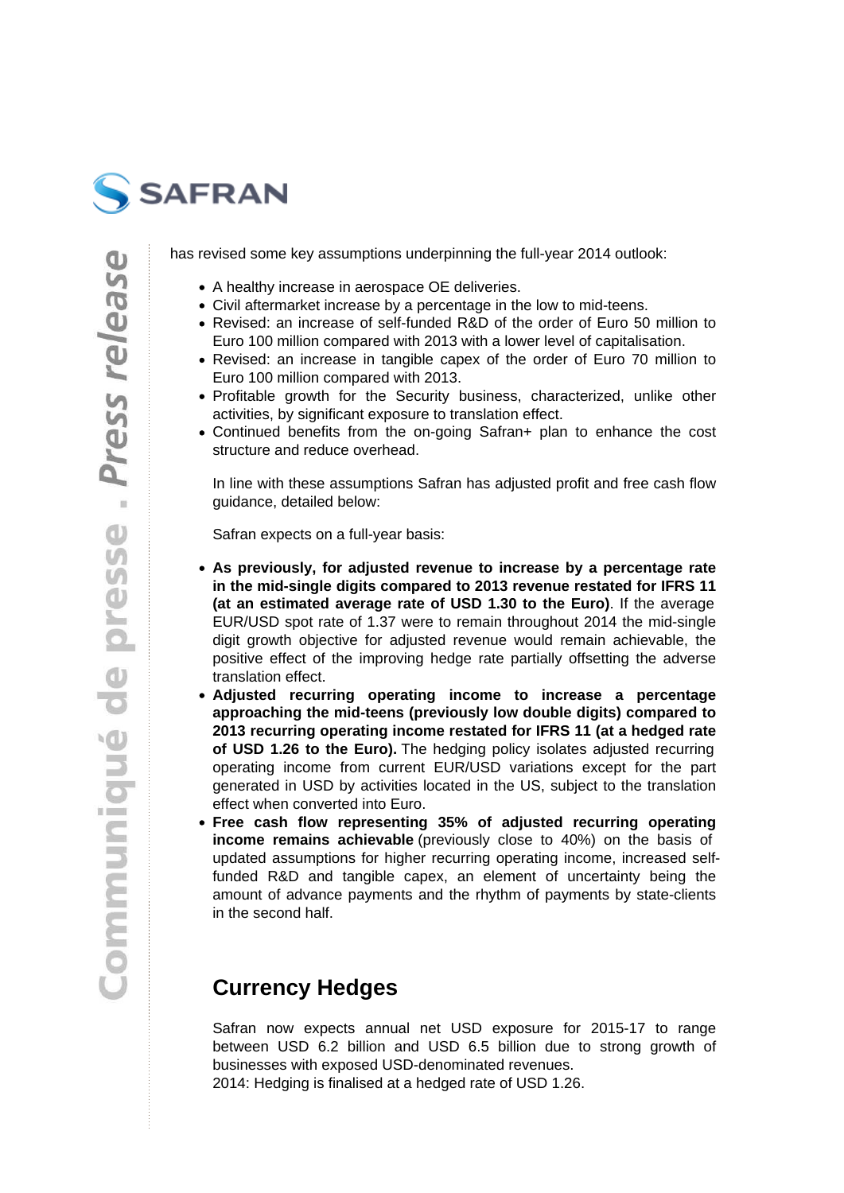has revised some key assumptions underpinning the full-year 2014 outlook:

- A healthy increase in aerospace OE deliveries.
- Civil aftermarket increase by a percentage in the low to mid-teens.
- Revised: an increase of self-funded R&D of the order of Euro 50 million to Euro 100 million compared with 2013 with a lower level of capitalisation.
- Revised: an increase in tangible capex of the order of Euro 70 million to Euro 100 million compared with 2013.
- Profitable growth for the Security business, characterized, unlike other activities, by significant exposure to translation effect.
- Continued benefits from the on-going Safran+ plan to enhance the cost structure and reduce overhead.

In line with these assumptions Safran has adjusted profit and free cash flow guidance, detailed below:

Safran expects on a full-year basis:

- **As previously, for adjusted revenue to increase by a percentage rate in the mid-single digits compared to 2013 revenue restated for IFRS 11 (at an estimated average rate of USD 1.30 to the Euro)**. If the average EUR/USD spot rate of 1.37 were to remain throughout 2014 the mid-single digit growth objective for adjusted revenue would remain achievable, the positive effect of the improving hedge rate partially offsetting the adverse translation effect.
- **Adjusted recurring operating income to increase a percentage approaching the mid-teens (previously low double digits) compared to 2013 recurring operating income restated for IFRS 11 (at a hedged rate of USD 1.26 to the Euro).** The hedging policy isolates adjusted recurring operating income from current EUR/USD variations except for the part generated in USD by activities located in the US, subject to the translation effect when converted into Euro.
- **Free cash flow representing 35% of adjusted recurring operating income remains achievable** (previously close to 40%) on the basis of updated assumptions for higher recurring operating income, increased self-funded R&D and tangible capex, an element of uncertainty being the amount of advance payments and the rhythm of payments by state-clients in the second half.

## Currency Hedges

Safran now expects annual net USD exposure for 2015-17 to range between USD 6.2 billion and USD 6.5 billion due to strong growth of businesses with exposed USD-denominated revenues.
2014: Hedging is finalised at a hedged rate of USD 1.26.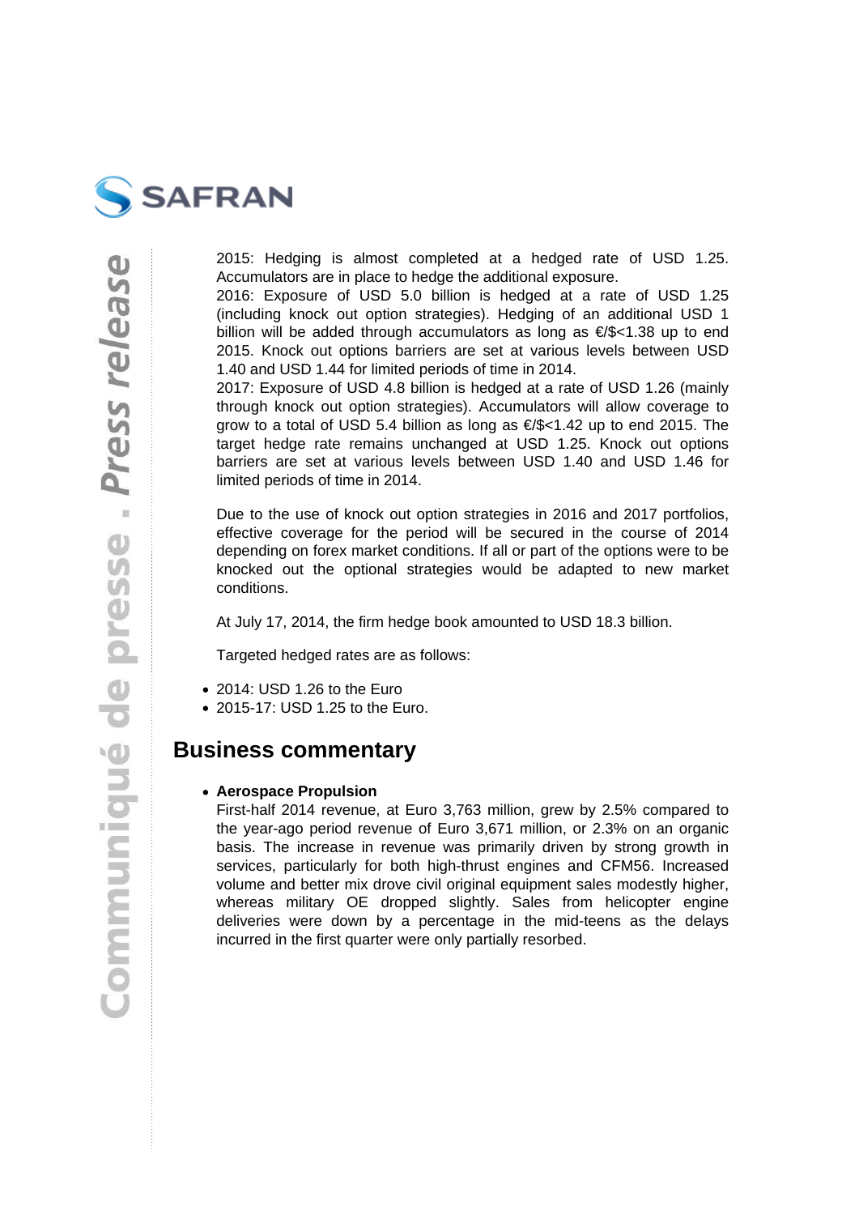2015: Hedging is almost completed at a hedged rate of USD 1.25. Accumulators are in place to hedge the additional exposure.
2016: Exposure of USD 5.0 billion is hedged at a rate of USD 1.25 (including knock out option strategies). Hedging of an additional USD 1 billion will be added through accumulators as long as €/$<1.38 up to end 2015. Knock out options barriers are set at various levels between USD 1.40 and USD 1.44 for limited periods of time in 2014.
2017: Exposure of USD 4.8 billion is hedged at a rate of USD 1.26 (mainly through knock out option strategies). Accumulators will allow coverage to grow to a total of USD 5.4 billion as long as €/$<1.42 up to end 2015. The target hedge rate remains unchanged at USD 1.25. Knock out options barriers are set at various levels between USD 1.40 and USD 1.46 for limited periods of time in 2014.

Due to the use of knock out option strategies in 2016 and 2017 portfolios, effective coverage for the period will be secured in the course of 2014 depending on forex market conditions. If all or part of the options were to be knocked out the optional strategies would be adapted to new market conditions.

At July 17, 2014, the firm hedge book amounted to USD 18.3 billion.

Targeted hedged rates are as follows:

- 2014: USD 1.26 to the Euro
- 2015-17: USD 1.25 to the Euro.

## Business commentary

- **Aerospace Propulsion**
  First-half 2014 revenue, at Euro 3,763 million, grew by 2.5% compared to the year-ago period revenue of Euro 3,671 million, or 2.3% on an organic basis. The increase in revenue was primarily driven by strong growth in services, particularly for both high-thrust engines and CFM56. Increased volume and better mix drove civil original equipment sales modestly higher, whereas military OE dropped slightly. Sales from helicopter engine deliveries were down by a percentage in the mid-teens as the delays incurred in the first quarter were only partially resorbed.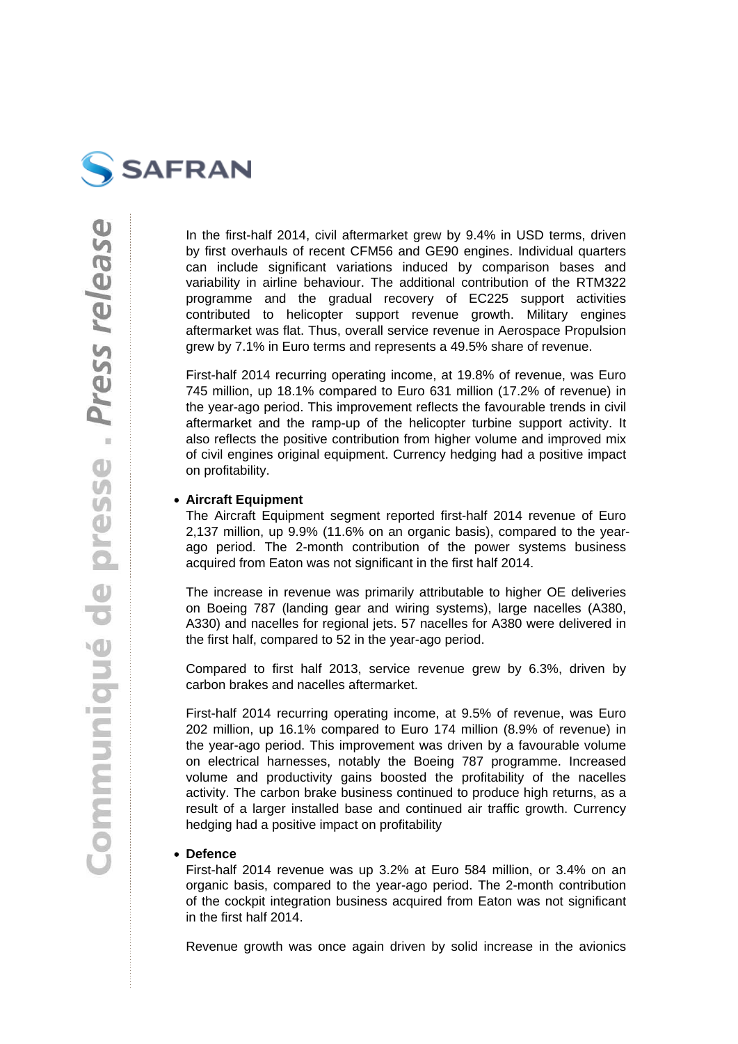In the first-half 2014, civil aftermarket grew by 9.4% in USD terms, driven by first overhauls of recent CFM56 and GE90 engines. Individual quarters can include significant variations induced by comparison bases and variability in airline behaviour. The additional contribution of the RTM322 programme and the gradual recovery of EC225 support activities contributed to helicopter support revenue growth. Military engines aftermarket was flat. Thus, overall service revenue in Aerospace Propulsion grew by 7.1% in Euro terms and represents a 49.5% share of revenue.

First-half 2014 recurring operating income, at 19.8% of revenue, was Euro 745 million, up 18.1% compared to Euro 631 million (17.2% of revenue) in the year-ago period. This improvement reflects the favourable trends in civil aftermarket and the ramp-up of the helicopter turbine support activity. It also reflects the positive contribution from higher volume and improved mix of civil engines original equipment. Currency hedging had a positive impact on profitability.

- **Aircraft Equipment**

  The Aircraft Equipment segment reported first-half 2014 revenue of Euro 2,137 million, up 9.9% (11.6% on an organic basis), compared to the year-ago period. The 2-month contribution of the power systems business acquired from Eaton was not significant in the first half 2014.

  The increase in revenue was primarily attributable to higher OE deliveries on Boeing 787 (landing gear and wiring systems), large nacelles (A380, A330) and nacelles for regional jets. 57 nacelles for A380 were delivered in the first half, compared to 52 in the year-ago period.

  Compared to first half 2013, service revenue grew by 6.3%, driven by carbon brakes and nacelles aftermarket.

  First-half 2014 recurring operating income, at 9.5% of revenue, was Euro 202 million, up 16.1% compared to Euro 174 million (8.9% of revenue) in the year-ago period. This improvement was driven by a favourable volume on electrical harnesses, notably the Boeing 787 programme. Increased volume and productivity gains boosted the profitability of the nacelles activity. The carbon brake business continued to produce high returns, as a result of a larger installed base and continued air traffic growth. Currency hedging had a positive impact on profitability

- **Defence**

  First-half 2014 revenue was up 3.2% at Euro 584 million, or 3.4% on an organic basis, compared to the year-ago period. The 2-month contribution of the cockpit integration business acquired from Eaton was not significant in the first half 2014.

  Revenue growth was once again driven by solid increase in the avionics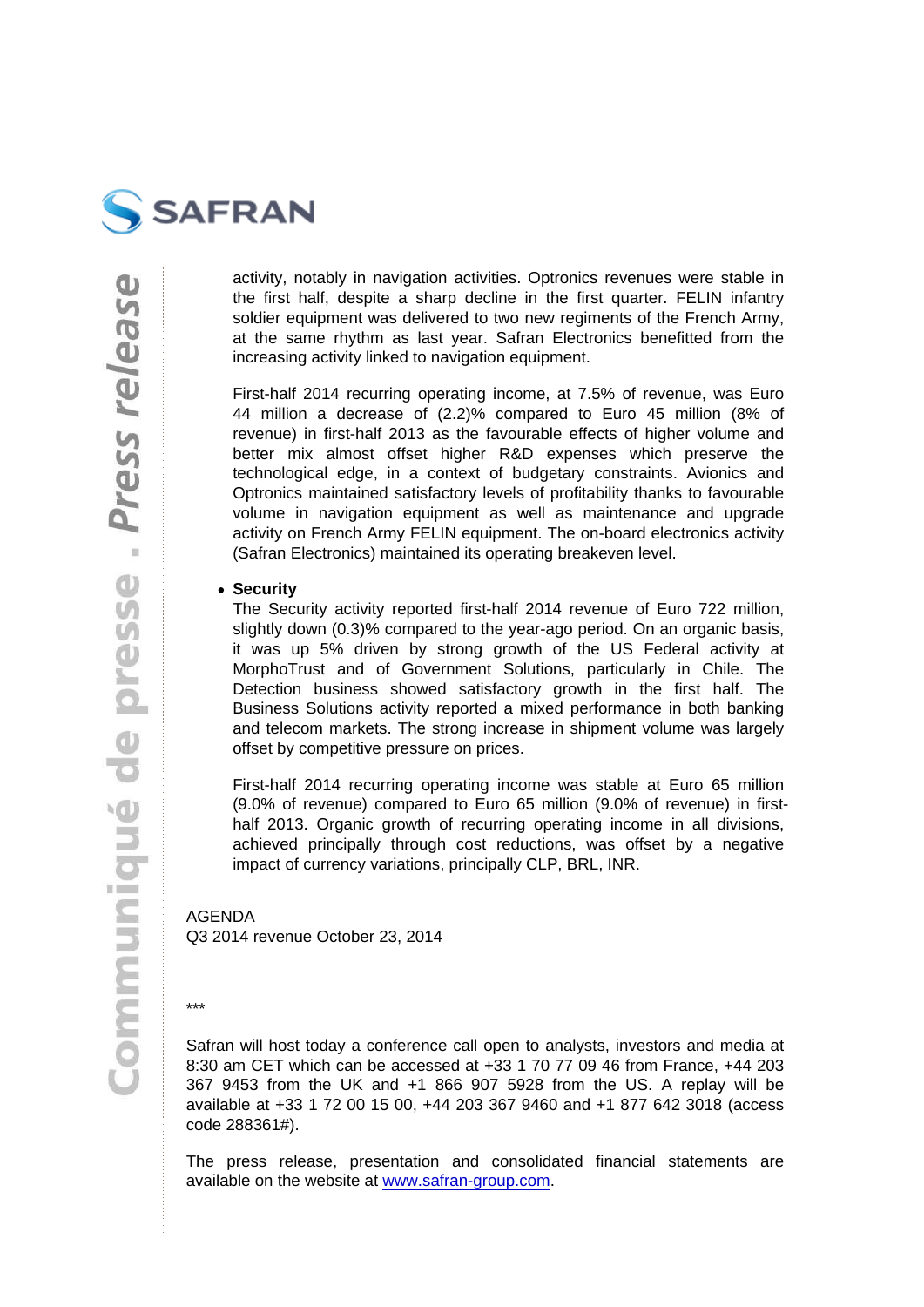activity, notably in navigation activities. Optronics revenues were stable in the first half, despite a sharp decline in the first quarter. FELIN infantry soldier equipment was delivered to two new regiments of the French Army, at the same rhythm as last year. Safran Electronics benefitted from the increasing activity linked to navigation equipment.

First-half 2014 recurring operating income, at 7.5% of revenue, was Euro 44 million a decrease of (2.2)% compared to Euro 45 million (8% of revenue) in first-half 2013 as the favourable effects of higher volume and better mix almost offset higher R&D expenses which preserve the technological edge, in a context of budgetary constraints. Avionics and Optronics maintained satisfactory levels of profitability thanks to favourable volume in navigation equipment as well as maintenance and upgrade activity on French Army FELIN equipment. The on-board electronics activity (Safran Electronics) maintained its operating breakeven level.

- **Security**
  The Security activity reported first-half 2014 revenue of Euro 722 million, slightly down (0.3)% compared to the year-ago period. On an organic basis, it was up 5% driven by strong growth of the US Federal activity at MorphoTrust and of Government Solutions, particularly in Chile. The Detection business showed satisfactory growth in the first half. The Business Solutions activity reported a mixed performance in both banking and telecom markets. The strong increase in shipment volume was largely offset by competitive pressure on prices.

  First-half 2014 recurring operating income was stable at Euro 65 million (9.0% of revenue) compared to Euro 65 million (9.0% of revenue) in first-half 2013. Organic growth of recurring operating income in all divisions, achieved principally through cost reductions, was offset by a negative impact of currency variations, principally CLP, BRL, INR.

AGENDA
Q3 2014 revenue October 23, 2014

***

Safran will host today a conference call open to analysts, investors and media at 8:30 am CET which can be accessed at +33 1 70 77 09 46 from France, +44 203 367 9453 from the UK and +1 866 907 5928 from the US. A replay will be available at +33 1 72 00 15 00, +44 203 367 9460 and +1 877 642 3018 (access code 288361#).

The press release, presentation and consolidated financial statements are available on the website at [www.safran-group.com](http://www.safran-group.com).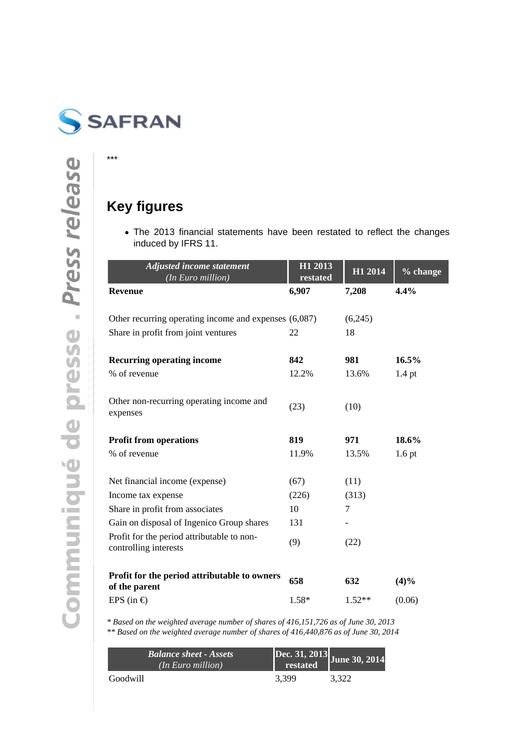***

## Key figures

- The 2013 financial statements have been restated to reflect the changes induced by IFRS 11.

| *Adjusted income statement (In Euro million)* | H1 2013 restated | H1 2014 | % change |
|---|---|---|---|
| **Revenue** | **6,907** | **7,208** | **4.4%** |
| Other recurring operating income and expenses | (6,087) | (6,245) | |
| Share in profit from joint ventures | 22 | 18 | |
| **Recurring operating income** | **842** | **981** | **16.5%** |
| % of revenue | 12.2% | 13.6% | 1.4 pt |
| Other non-recurring operating income and expenses | (23) | (10) | |
| **Profit from operations** | **819** | **971** | **18.6%** |
| % of revenue | 11.9% | 13.5% | 1.6 pt |
| Net financial income (expense) | (67) | (11) | |
| Income tax expense | (226) | (313) | |
| Share in profit from associates | 10 | 7 | |
| Gain on disposal of Ingenico Group shares | 131 | - | |
| Profit for the period attributable to non-controlling interests | (9) | (22) | |
| **Profit for the period attributable to owners of the parent** | **658** | **632** | **(4)%** |
| EPS (in €) | 1.58* | 1.52** | (0.06) |

*\* Based on the weighted average number of shares of 416,151,726 as of June 30, 2013*
*\*\* Based on the weighted average number of shares of 416,440,876 as of June 30, 2014*

| *Balance sheet - Assets (In Euro million)* | Dec. 31, 2013 restated | June 30, 2014 |
|---|---|---|
| Goodwill | 3,399 | 3,322 |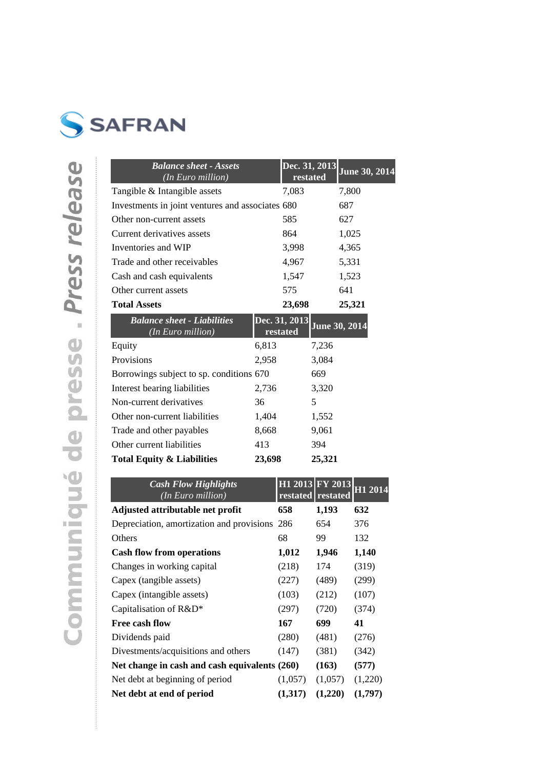| *Balance sheet - Assets* *(In Euro million)* | Dec. 31, 2013 restated | June 30, 2014 |
|---|---|---|
| Tangible & Intangible assets | 7,083 | 7,800 |
| Investments in joint ventures and associates | 680 | 687 |
| Other non-current assets | 585 | 627 |
| Current derivatives assets | 864 | 1,025 |
| Inventories and WIP | 3,998 | 4,365 |
| Trade and other receivables | 4,967 | 5,331 |
| Cash and cash equivalents | 1,547 | 1,523 |
| Other current assets | 575 | 641 |
| **Total Assets** | **23,698** | **25,321** |

| *Balance sheet - Liabilities* *(In Euro million)* | Dec. 31, 2013 restated | June 30, 2014 |
|---|---|---|
| Equity | 6,813 | 7,236 |
| Provisions | 2,958 | 3,084 |
| Borrowings subject to sp. conditions | 670 | 669 |
| Interest bearing liabilities | 2,736 | 3,320 |
| Non-current derivatives | 36 | 5 |
| Other non-current liabilities | 1,404 | 1,552 |
| Trade and other payables | 8,668 | 9,061 |
| Other current liabilities | 413 | 394 |
| **Total Equity & Liabilities** | **23,698** | **25,321** |

| *Cash Flow Highlights* *(In Euro million)* | H1 2013 restated | FY 2013 restated | H1 2014 |
|---|---|---|---|
| **Adjusted attributable net profit** | **658** | **1,193** | **632** |
| Depreciation, amortization and provisions | 286 | 654 | 376 |
| Others | 68 | 99 | 132 |
| **Cash flow from operations** | **1,012** | **1,946** | **1,140** |
| Changes in working capital | (218) | 174 | (319) |
| Capex (tangible assets) | (227) | (489) | (299) |
| Capex (intangible assets) | (103) | (212) | (107) |
| Capitalisation of R&D* | (297) | (720) | (374) |
| **Free cash flow** | **167** | **699** | **41** |
| Dividends paid | (280) | (481) | (276) |
| Divestments/acquisitions and others | (147) | (381) | (342) |
| **Net change in cash and cash equivalents** | **(260)** | **(163)** | **(577)** |
| Net debt at beginning of period | (1,057) | (1,057) | (1,220) |
| **Net debt at end of period** | **(1,317)** | **(1,220)** | **(1,797)** |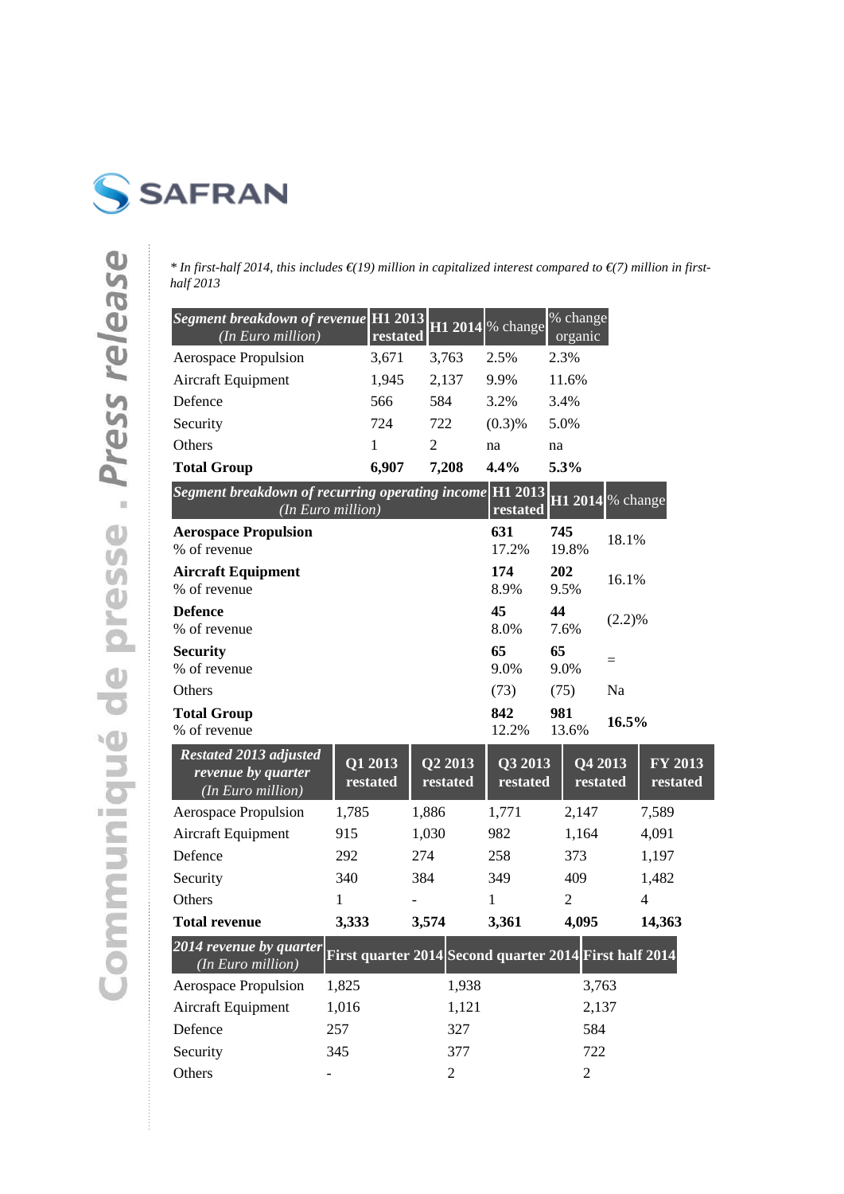\* *In first-half 2014, this includes €(19) million in capitalized interest compared to €(7) million in first-half 2013*

| ***Segment breakdown of revenue*** *(In Euro million)* | **H1 2013 restated** | **H1 2014** | % change | % change organic |
|---|---|---|---|---|
| Aerospace Propulsion | 3,671 | 3,763 | 2.5% | 2.3% |
| Aircraft Equipment | 1,945 | 2,137 | 9.9% | 11.6% |
| Defence | 566 | 584 | 3.2% | 3.4% |
| Security | 724 | 722 | (0.3)% | 5.0% |
| Others | 1 | 2 | na | na |
| **Total Group** | **6,907** | **7,208** | **4.4%** | **5.3%** |

| ***Segment breakdown of recurring operating income*** *(In Euro million)* | **H1 2013 restated** | **H1 2014** | % change |
|---|---|---|---|
| **Aerospace Propulsion** | **631** | **745** | 18.1% |
| % of revenue | 17.2% | 19.8% | |
| **Aircraft Equipment** | **174** | **202** | 16.1% |
| % of revenue | 8.9% | 9.5% | |
| **Defence** | **45** | **44** | (2.2)% |
| % of revenue | 8.0% | 7.6% | |
| **Security** | **65** | **65** | = |
| % of revenue | 9.0% | 9.0% | |
| Others | (73) | (75) | Na |
| **Total Group** | **842** | **981** | **16.5%** |
| % of revenue | 12.2% | 13.6% | |

| ***Restated 2013 adjusted revenue by quarter*** *(In Euro million)* | **Q1 2013 restated** | **Q2 2013 restated** | **Q3 2013 restated** | **Q4 2013 restated** | **FY 2013 restated** |
|---|---|---|---|---|---|
| Aerospace Propulsion | 1,785 | 1,886 | 1,771 | 2,147 | 7,589 |
| Aircraft Equipment | 915 | 1,030 | 982 | 1,164 | 4,091 |
| Defence | 292 | 274 | 258 | 373 | 1,197 |
| Security | 340 | 384 | 349 | 409 | 1,482 |
| Others | 1 | - | 1 | 2 | 4 |
| **Total revenue** | **3,333** | **3,574** | **3,361** | **4,095** | **14,363** |

| ***2014 revenue by quarter*** *(In Euro million)* | **First quarter 2014** | **Second quarter 2014** | **First half 2014** |
|---|---|---|---|
| Aerospace Propulsion | 1,825 | 1,938 | 3,763 |
| Aircraft Equipment | 1,016 | 1,121 | 2,137 |
| Defence | 257 | 327 | 584 |
| Security | 345 | 377 | 722 |
| Others | - | 2 | 2 |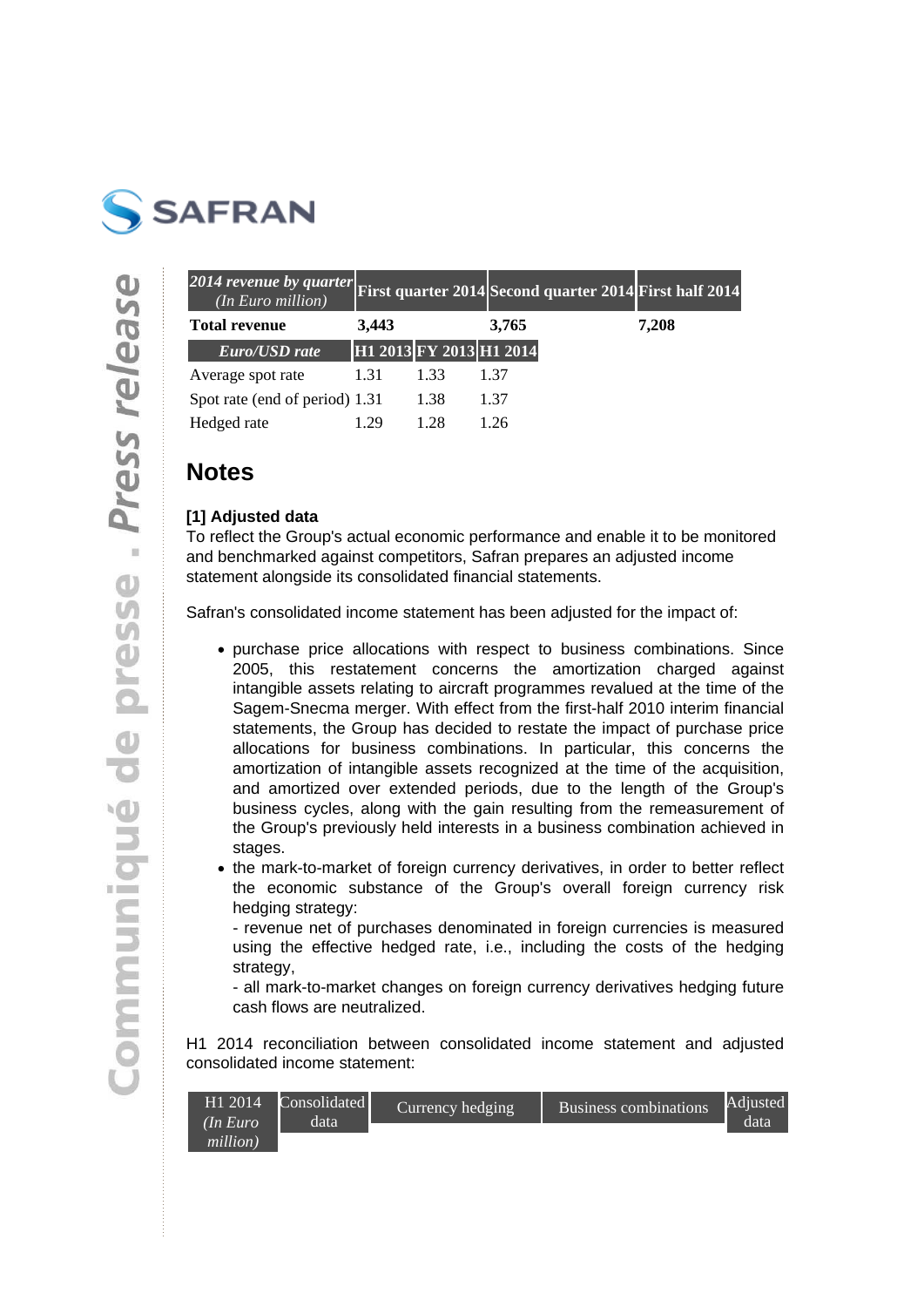| *2014 revenue by quarter* *(In Euro million)* | First quarter 2014 | Second quarter 2014 | First half 2014 |
|---|---|---|---|
| **Total revenue** | **3,443** | **3,765** | **7,208** |

| *Euro/USD rate* | H1 2013 | FY 2013 | H1 2014 |
|---|---|---|---|
| Average spot rate | 1.31 | 1.33 | 1.37 |
| Spot rate (end of period) | 1.31 | 1.38 | 1.37 |
| Hedged rate | 1.29 | 1.28 | 1.26 |

## Notes

**[1] Adjusted data**

To reflect the Group's actual economic performance and enable it to be monitored and benchmarked against competitors, Safran prepares an adjusted income statement alongside its consolidated financial statements.

Safran's consolidated income statement has been adjusted for the impact of:

- purchase price allocations with respect to business combinations. Since 2005, this restatement concerns the amortization charged against intangible assets relating to aircraft programmes revalued at the time of the Sagem-Snecma merger. With effect from the first-half 2010 interim financial statements, the Group has decided to restate the impact of purchase price allocations for business combinations. In particular, this concerns the amortization of intangible assets recognized at the time of the acquisition, and amortized over extended periods, due to the length of the Group's business cycles, along with the gain resulting from the remeasurement of the Group's previously held interests in a business combination achieved in stages.
- the mark-to-market of foreign currency derivatives, in order to better reflect the economic substance of the Group's overall foreign currency risk hedging strategy:
  - revenue net of purchases denominated in foreign currencies is measured using the effective hedged rate, i.e., including the costs of the hedging strategy,
  - all mark-to-market changes on foreign currency derivatives hedging future cash flows are neutralized.

H1 2014 reconciliation between consolidated income statement and adjusted consolidated income statement:

| H1 2014 *(In Euro million)* | Consolidated data | Currency hedging | Business combinations | Adjusted data |
|---|---|---|---|---|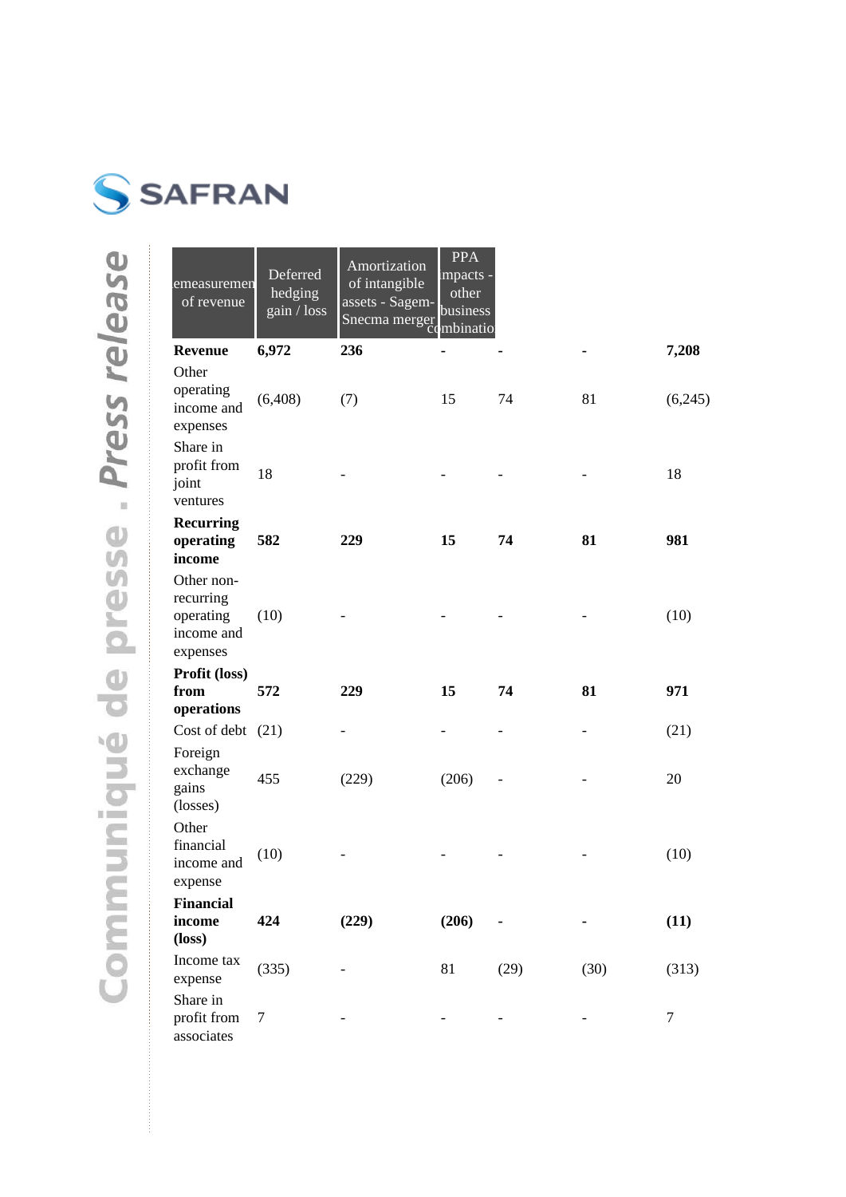| emeasuremen of revenue | Deferred hedging gain / loss | Amortization of intangible assets - Sagem-Snecma merger | PPA impacts - other business combinatio | | | |
|---|---|---|---|---|---|---|
| **Revenue** | **6,972** | **236** | **-** | **-** | **-** | **7,208** |
| Other operating income and expenses | (6,408) | (7) | 15 | 74 | 81 | (6,245) |
| Share in profit from joint ventures | 18 | - | - | - | - | 18 |
| **Recurring operating income** | **582** | **229** | **15** | **74** | **81** | **981** |
| Other non-recurring operating income and expenses | (10) | - | - | - | - | (10) |
| **Profit (loss) from operations** | **572** | **229** | **15** | **74** | **81** | **971** |
| Cost of debt | (21) | - | - | - | - | (21) |
| Foreign exchange gains (losses) | 455 | (229) | (206) | - | - | 20 |
| Other financial income and expense | (10) | - | - | - | - | (10) |
| **Financial income (loss)** | **424** | **(229)** | **(206)** | **-** | **-** | **(11)** |
| Income tax expense | (335) | - | 81 | (29) | (30) | (313) |
| Share in profit from associates | 7 | - | - | - | - | 7 |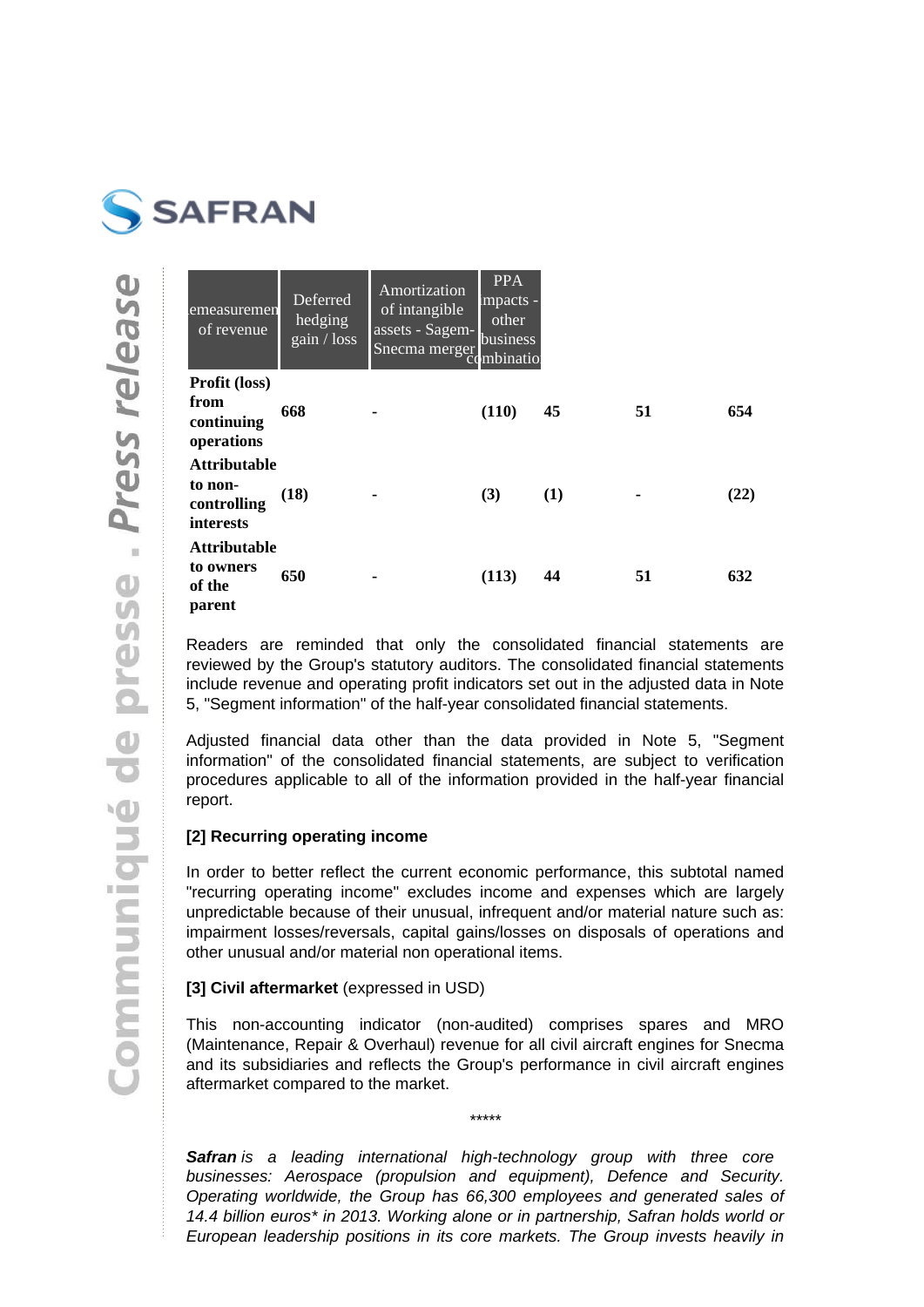| emeasuremen of revenue | Deferred hedging gain / loss | Amortization of intangible assets - Sagem-Snecma merger | PPA impacts - other business combinatio | | | |
|---|---|---|---|---|---|---|
| **Profit (loss) from continuing operations** | **668** | **-** | **(110)** | **45** | **51** | **654** |
| **Attributable to non-controlling interests** | **(18)** | **-** | **(3)** | **(1)** | **-** | **(22)** |
| **Attributable to owners of the parent** | **650** | **-** | **(113)** | **44** | **51** | **632** |

Readers are reminded that only the consolidated financial statements are reviewed by the Group's statutory auditors. The consolidated financial statements include revenue and operating profit indicators set out in the adjusted data in Note 5, "Segment information" of the half-year consolidated financial statements.

Adjusted financial data other than the data provided in Note 5, "Segment information" of the consolidated financial statements, are subject to verification procedures applicable to all of the information provided in the half-year financial report.

**[2] Recurring operating income**

In order to better reflect the current economic performance, this subtotal named "recurring operating income" excludes income and expenses which are largely unpredictable because of their unusual, infrequent and/or material nature such as: impairment losses/reversals, capital gains/losses on disposals of operations and other unusual and/or material non operational items.

**[3] Civil aftermarket** (expressed in USD)

This non-accounting indicator (non-audited) comprises spares and MRO (Maintenance, Repair & Overhaul) revenue for all civil aircraft engines for Snecma and its subsidiaries and reflects the Group's performance in civil aircraft engines aftermarket compared to the market.

*****

***Safran*** *is a leading international high-technology group with three core businesses: Aerospace (propulsion and equipment), Defence and Security. Operating worldwide, the Group has 66,300 employees and generated sales of 14.4 billion euros* in 2013. Working alone or in partnership, Safran holds world or European leadership positions in its core markets. The Group invests heavily in*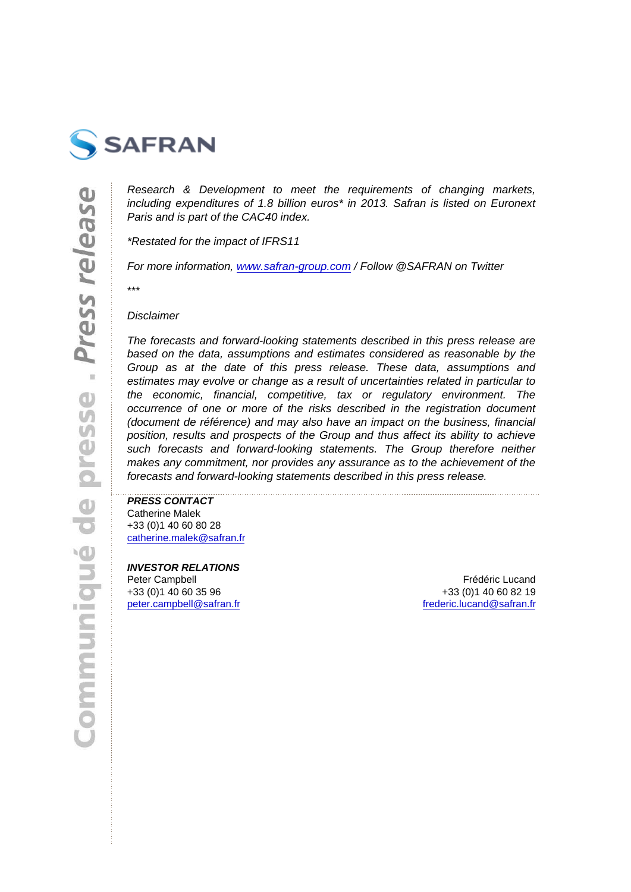*Research & Development to meet the requirements of changing markets, including expenditures of 1.8 billion euros\* in 2013. Safran is listed on Euronext Paris and is part of the CAC40 index.*

*\*Restated for the impact of IFRS11*

*For more information, [www.safran-group.com](http://www.safran-group.com) / Follow @SAFRAN on Twitter*

*\*\*\**

*Disclaimer*

*The forecasts and forward-looking statements described in this press release are based on the data, assumptions and estimates considered as reasonable by the Group as at the date of this press release. These data, assumptions and estimates may evolve or change as a result of uncertainties related in particular to the economic, financial, competitive, tax or regulatory environment. The occurrence of one or more of the risks described in the registration document (document de référence) and may also have an impact on the business, financial position, results and prospects of the Group and thus affect its ability to achieve such forecasts and forward-looking statements. The Group therefore neither makes any commitment, nor provides any assurance as to the achievement of the forecasts and forward-looking statements described in this press release.*

***PRESS CONTACT***
Catherine Malek
+33 (0)1 40 60 80 28
[catherine.malek@safran.fr](mailto:catherine.malek@safran.fr)

***INVESTOR RELATIONS***
Peter Campbell
+33 (0)1 40 60 35 96
[peter.campbell@safran.fr](mailto:peter.campbell@safran.fr)

Frédéric Lucand
+33 (0)1 40 60 82 19
[frederic.lucand@safran.fr](mailto:frederic.lucand@safran.fr)